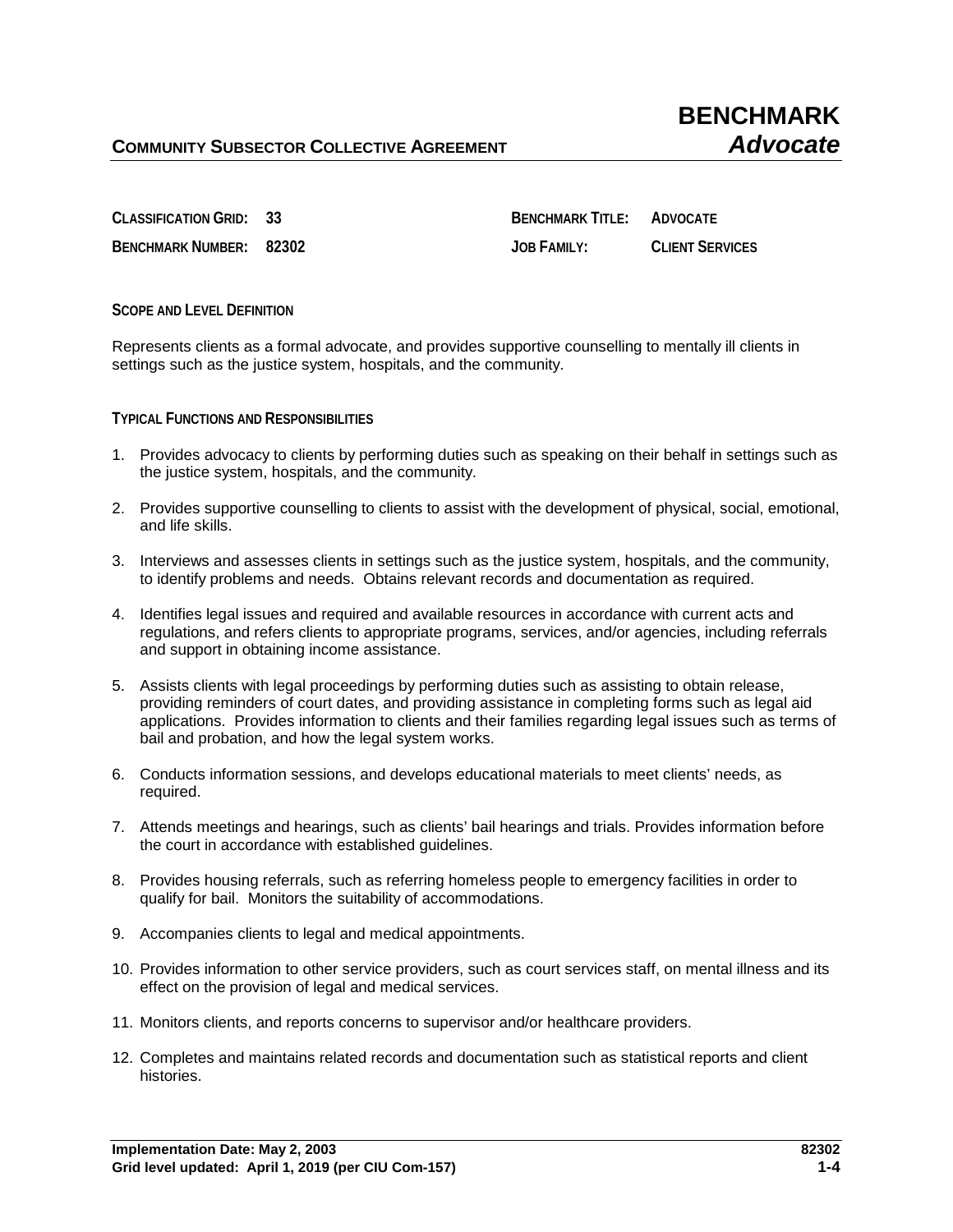# BENCHMARK

## COMMUNITY SUBSECTOR COLLECTIVE AGREEMENT — *Advocate*

**CLASSIFICATION GRID:** 33

**BENCHMARK NUMBER:** 82302

**BENCHMARK TITLE:** ADVOCATE

**JOB FAMILY:** CLIENT SERVICES

### SCOPE AND LEVEL DEFINITION

Represents clients as a formal advocate, and provides supportive counselling to mentally ill clients in settings such as the justice system, hospitals, and the community.

### TYPICAL FUNCTIONS AND RESPONSIBILITIES

1. Provides advocacy to clients by performing duties such as speaking on their behalf in settings such as the justice system, hospitals, and the community.
2. Provides supportive counselling to clients to assist with the development of physical, social, emotional, and life skills.
3. Interviews and assesses clients in settings such as the justice system, hospitals, and the community, to identify problems and needs. Obtains relevant records and documentation as required.
4. Identifies legal issues and required and available resources in accordance with current acts and regulations, and refers clients to appropriate programs, services, and/or agencies, including referrals and support in obtaining income assistance.
5. Assists clients with legal proceedings by performing duties such as assisting to obtain release, providing reminders of court dates, and providing assistance in completing forms such as legal aid applications. Provides information to clients and their families regarding legal issues such as terms of bail and probation, and how the legal system works.
6. Conducts information sessions, and develops educational materials to meet clients' needs, as required.
7. Attends meetings and hearings, such as clients' bail hearings and trials. Provides information before the court in accordance with established guidelines.
8. Provides housing referrals, such as referring homeless people to emergency facilities in order to qualify for bail. Monitors the suitability of accommodations.
9. Accompanies clients to legal and medical appointments.
10. Provides information to other service providers, such as court services staff, on mental illness and its effect on the provision of legal and medical services.
11. Monitors clients, and reports concerns to supervisor and/or healthcare providers.
12. Completes and maintains related records and documentation such as statistical reports and client histories.

**Implementation Date: May 2, 2003**
**Grid level updated: April 1, 2019 (per CIU Com-157)**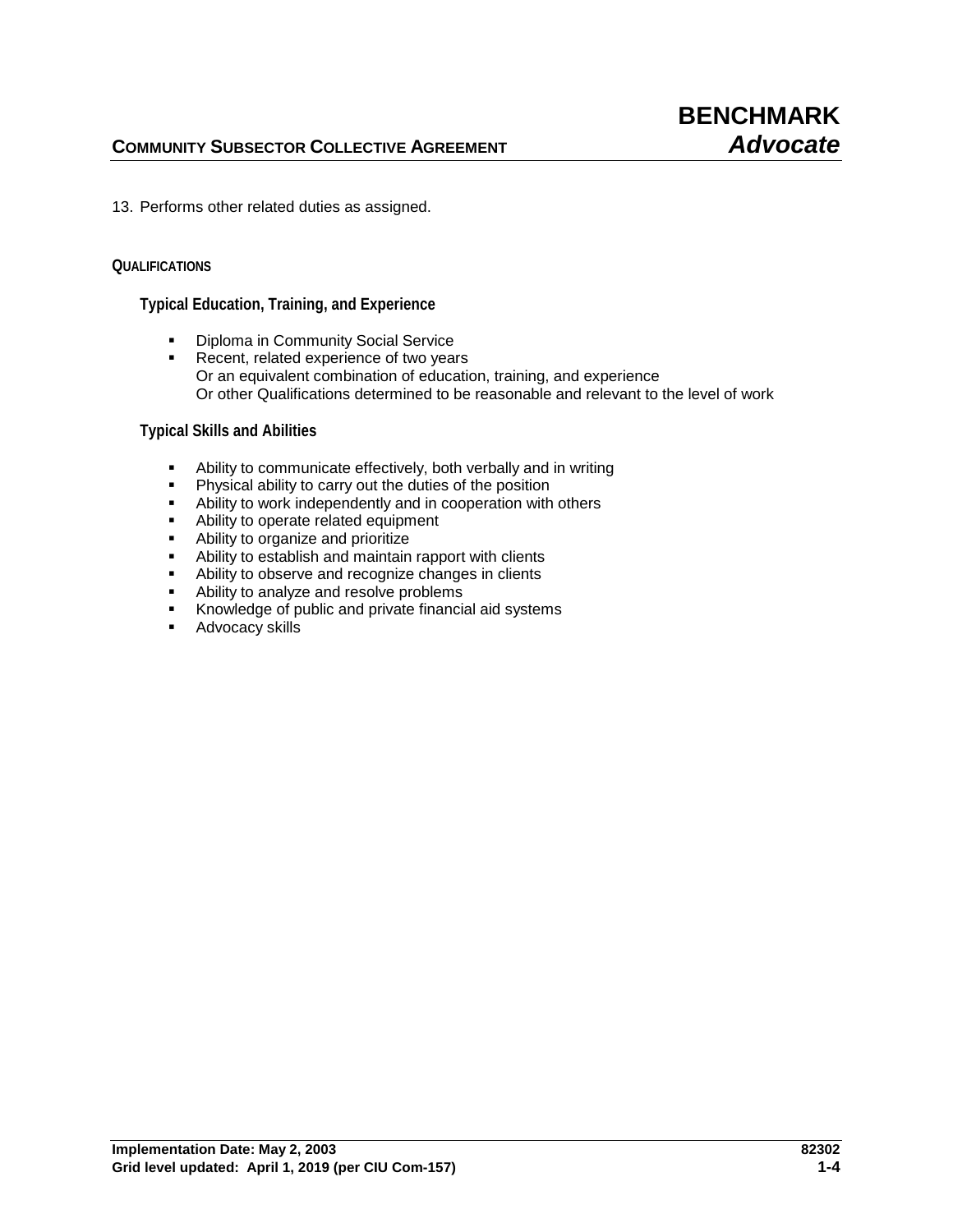13. Performs other related duties as assigned.

## QUALIFICATIONS

### Typical Education, Training, and Experience

- Diploma in Community Social Service
- Recent, related experience of two years
  Or an equivalent combination of education, training, and experience
  Or other Qualifications determined to be reasonable and relevant to the level of work

### Typical Skills and Abilities

- Ability to communicate effectively, both verbally and in writing
- Physical ability to carry out the duties of the position
- Ability to work independently and in cooperation with others
- Ability to operate related equipment
- Ability to organize and prioritize
- Ability to establish and maintain rapport with clients
- Ability to observe and recognize changes in clients
- Ability to analyze and resolve problems
- Knowledge of public and private financial aid systems
- Advocacy skills